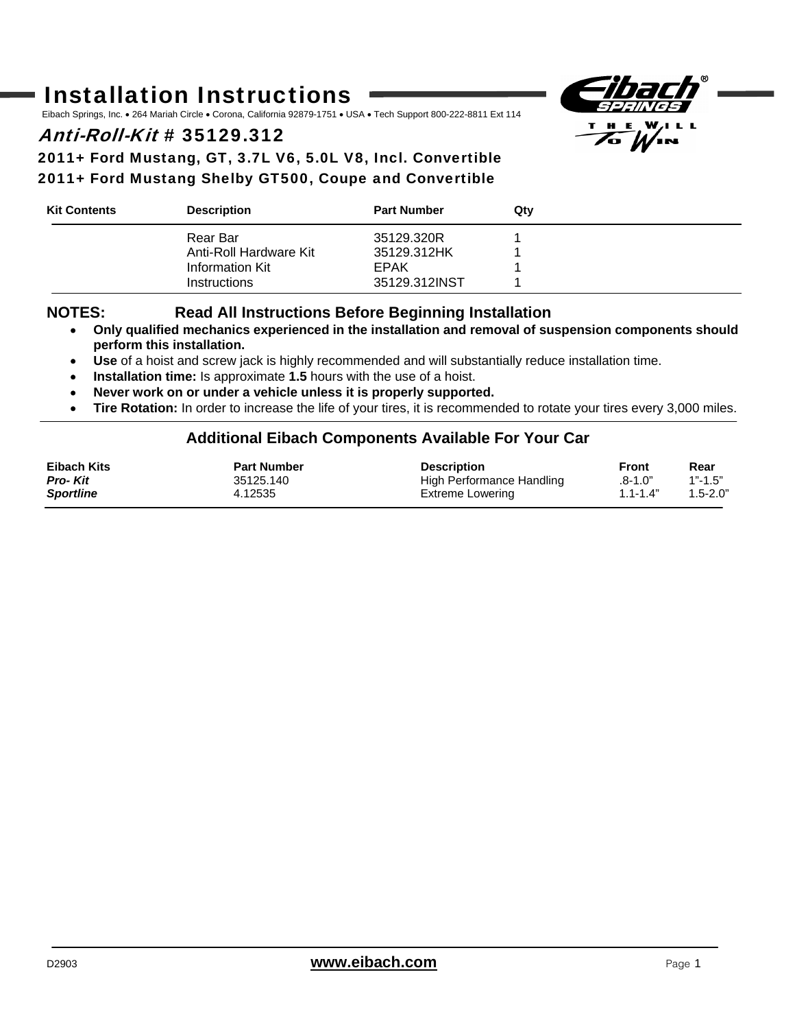# Installation Instructions

Eibach Springs, Inc. • 264 Mariah Circle • Corona, California 92879-1751 • USA • Tech Support 800-222-8811 Ext 114

## *Anti-Roll-Kit* # 35129.312

### 2011+ Ford Mustang, GT, 3.7L V6, 5.0L V8, Incl. Convertible
### 2011+ Ford Mustang Shelby GT500, Coupe and Convertible

| Kit Contents | Description | Part Number | Qty |
|---|---|---|---|
| | Rear Bar | 35129.320R | 1 |
| | Anti-Roll Hardware Kit | 35129.312HK | 1 |
| | Information Kit | EPAK | 1 |
| | Instructions | 35129.312INST | 1 |

**NOTES: Read All Instructions Before Beginning Installation**

- **Only qualified mechanics experienced in the installation and removal of suspension components should perform this installation.**
- **Use** of a hoist and screw jack is highly recommended and will substantially reduce installation time.
- **Installation time:** Is approximate **1.5** hours with the use of a hoist.
- **Never work on or under a vehicle unless it is properly supported.**
- **Tire Rotation:** In order to increase the life of your tires, it is recommended to rotate your tires every 3,000 miles.

### Additional Eibach Components Available For Your Car

| Eibach Kits | Part Number | Description | Front | Rear |
|---|---|---|---|---|
| ***Pro- Kit*** | 35125.140 | High Performance Handling | .8-1.0” | 1”-1.5” |
| ***Sportline*** | 4.12535 | Extreme Lowering | 1.1-1.4” | 1.5-2.0” |

D2903 **www.eibach.com**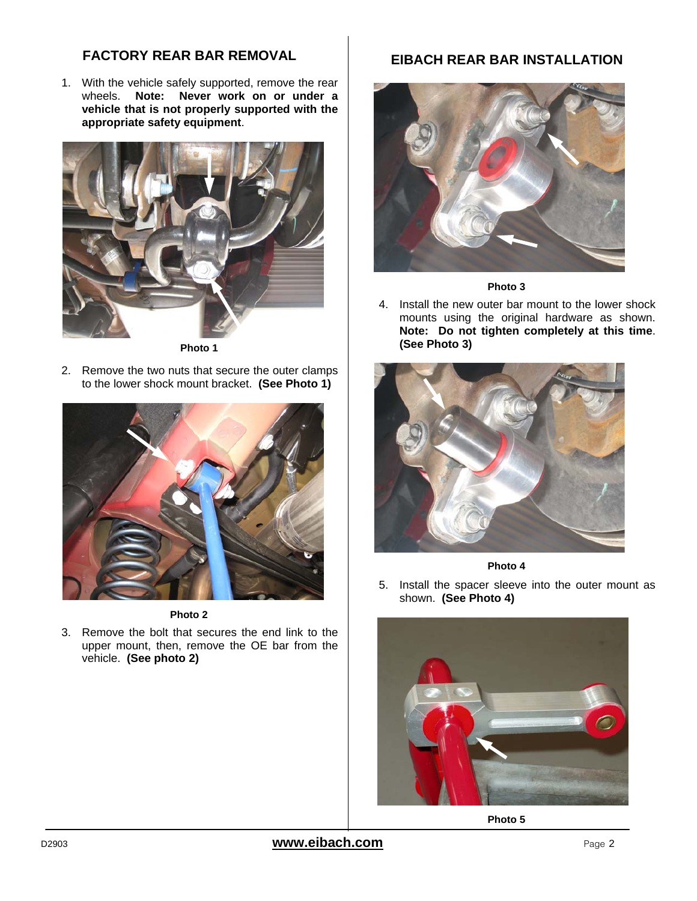## FACTORY REAR BAR REMOVAL

1. With the vehicle safely supported, remove the rear wheels. **Note: Never work on or under a vehicle that is not properly supported with the appropriate safety equipment**.

Photo 1

2. Remove the two nuts that secure the outer clamps to the lower shock mount bracket. **(See Photo 1)**

Photo 2

3. Remove the bolt that secures the end link to the upper mount, then, remove the OE bar from the vehicle. **(See photo 2)**

## EIBACH REAR BAR INSTALLATION

Photo 3

4. Install the new outer bar mount to the lower shock mounts using the original hardware as shown. **Note: Do not tighten completely at this time**. **(See Photo 3)**

Photo 4

5. Install the spacer sleeve into the outer mount as shown. **(See Photo 4)**

Photo 5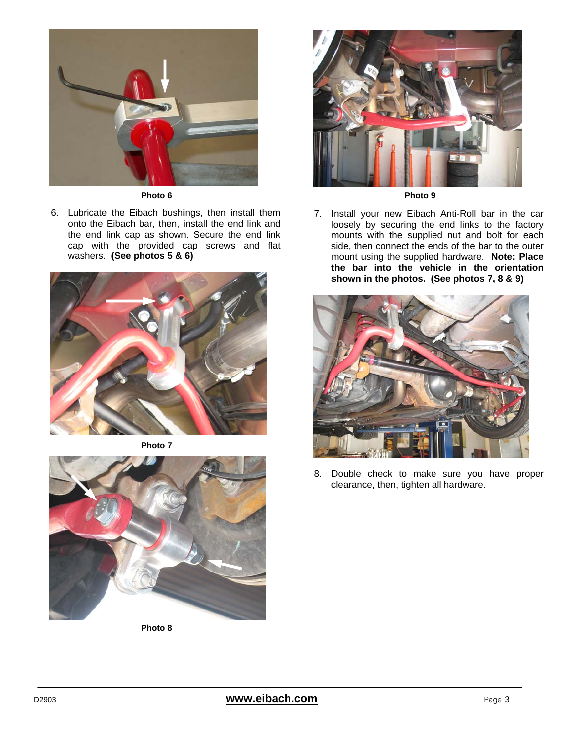Photo 6

6. Lubricate the Eibach bushings, then install them onto the Eibach bar, then, install the end link and the end link cap as shown. Secure the end link cap with the provided cap screws and flat washers. **(See photos 5 & 6)**

Photo 7

Photo 8

Photo 9

7. Install your new Eibach Anti-Roll bar in the car loosely by securing the end links to the factory mounts with the supplied nut and bolt for each side, then connect the ends of the bar to the outer mount using the supplied hardware. **Note: Place the bar into the vehicle in the orientation shown in the photos. (See photos 7, 8 & 9)**

8. Double check to make sure you have proper clearance, then, tighten all hardware.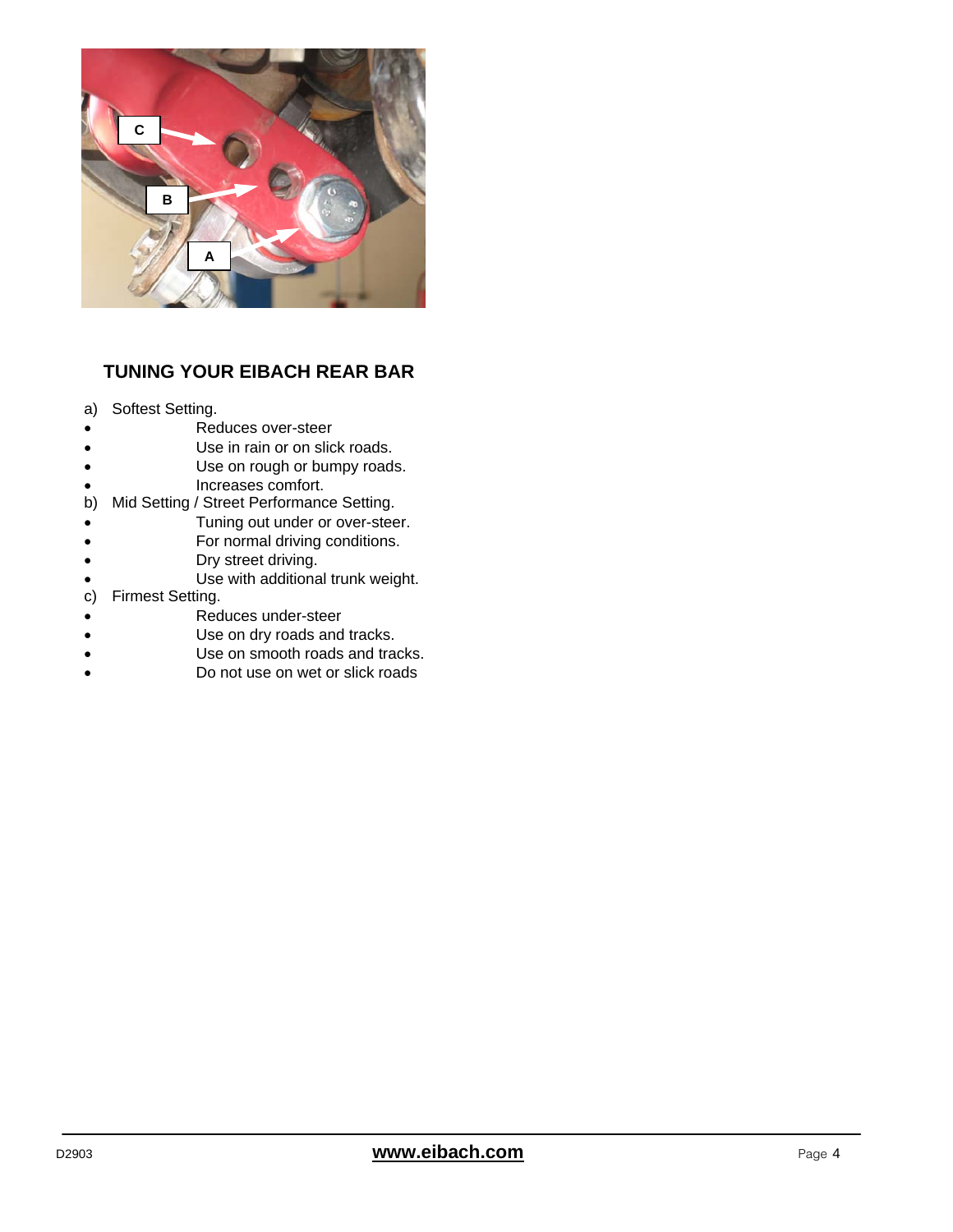## TUNING YOUR EIBACH REAR BAR

a) Softest Setting.

- Reduces over-steer
- Use in rain or on slick roads.
- Use on rough or bumpy roads.
- Increases comfort.

b) Mid Setting / Street Performance Setting.

- Tuning out under or over-steer.
- For normal driving conditions.
- Dry street driving.
- Use with additional trunk weight.

c) Firmest Setting.

- Reduces under-steer
- Use on dry roads and tracks.
- Use on smooth roads and tracks.
- Do not use on wet or slick roads